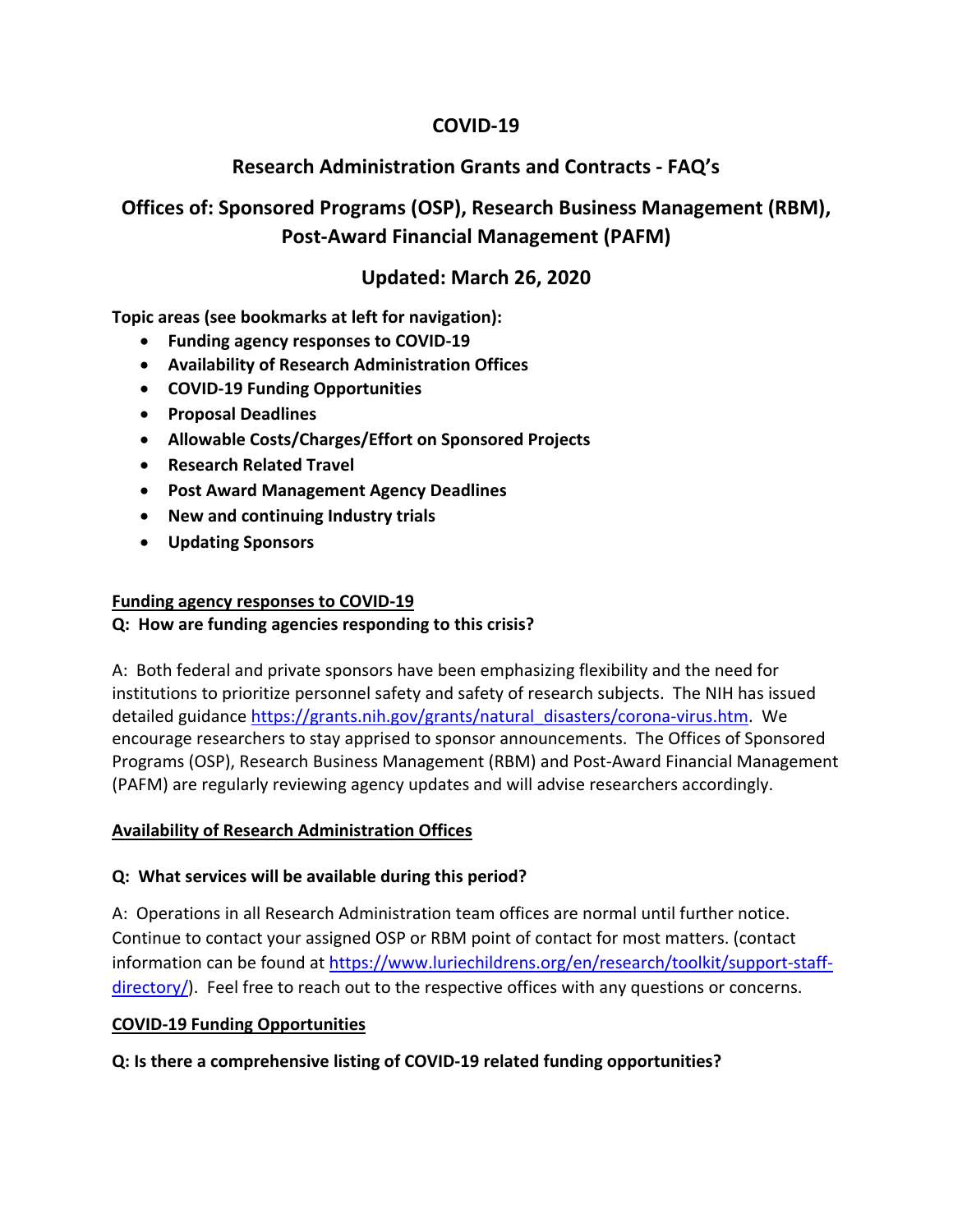# COVID-19

## Research Administration Grants and Contracts - FAQ's

## Offices of: Sponsored Programs (OSP), Research Business Management (RBM), Post-Award Financial Management (PAFM)

## Updated: March 26, 2020

**Topic areas (see bookmarks at left for navigation):**

- **Funding agency responses to COVID-19**
- **Availability of Research Administration Offices**
- **COVID-19 Funding Opportunities**
- **Proposal Deadlines**
- **Allowable Costs/Charges/Effort on Sponsored Projects**
- **Research Related Travel**
- **Post Award Management Agency Deadlines**
- **New and continuing Industry trials**
- **Updating Sponsors**

**Funding agency responses to COVID-19**

**Q: How are funding agencies responding to this crisis?**

A: Both federal and private sponsors have been emphasizing flexibility and the need for institutions to prioritize personnel safety and safety of research subjects. The NIH has issued detailed guidance https://grants.nih.gov/grants/natural_disasters/corona-virus.htm. We encourage researchers to stay apprised to sponsor announcements. The Offices of Sponsored Programs (OSP), Research Business Management (RBM) and Post-Award Financial Management (PAFM) are regularly reviewing agency updates and will advise researchers accordingly.

**Availability of Research Administration Offices**

**Q: What services will be available during this period?**

A: Operations in all Research Administration team offices are normal until further notice. Continue to contact your assigned OSP or RBM point of contact for most matters. (contact information can be found at https://www.luriechildrens.org/en/research/toolkit/support-staff-directory/). Feel free to reach out to the respective offices with any questions or concerns.

**COVID-19 Funding Opportunities**

**Q: Is there a comprehensive listing of COVID-19 related funding opportunities?**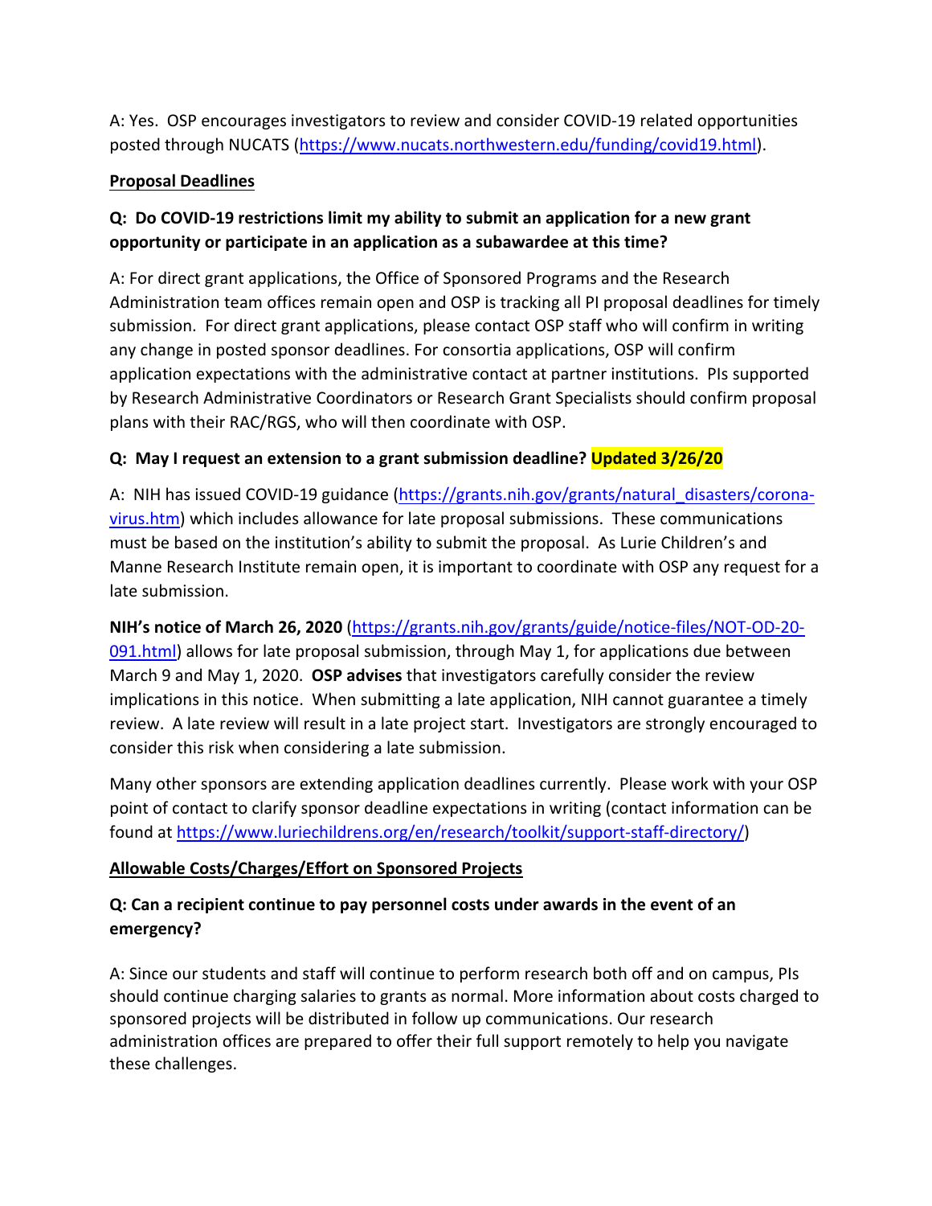A: Yes. OSP encourages investigators to review and consider COVID-19 related opportunities posted through NUCATS (https://www.nucats.northwestern.edu/funding/covid19.html).

## Proposal Deadlines

**Q: Do COVID-19 restrictions limit my ability to submit an application for a new grant opportunity or participate in an application as a subawardee at this time?**

A: For direct grant applications, the Office of Sponsored Programs and the Research Administration team offices remain open and OSP is tracking all PI proposal deadlines for timely submission. For direct grant applications, please contact OSP staff who will confirm in writing any change in posted sponsor deadlines. For consortia applications, OSP will confirm application expectations with the administrative contact at partner institutions. PIs supported by Research Administrative Coordinators or Research Grant Specialists should confirm proposal plans with their RAC/RGS, who will then coordinate with OSP.

**Q: May I request an extension to a grant submission deadline? Updated 3/26/20**

A: NIH has issued COVID-19 guidance (https://grants.nih.gov/grants/natural_disasters/corona-virus.htm) which includes allowance for late proposal submissions. These communications must be based on the institution's ability to submit the proposal. As Lurie Children's and Manne Research Institute remain open, it is important to coordinate with OSP any request for a late submission.

**NIH's notice of March 26, 2020** (https://grants.nih.gov/grants/guide/notice-files/NOT-OD-20-091.html) allows for late proposal submission, through May 1, for applications due between March 9 and May 1, 2020. **OSP advises** that investigators carefully consider the review implications in this notice. When submitting a late application, NIH cannot guarantee a timely review. A late review will result in a late project start. Investigators are strongly encouraged to consider this risk when considering a late submission.

Many other sponsors are extending application deadlines currently. Please work with your OSP point of contact to clarify sponsor deadline expectations in writing (contact information can be found at https://www.luriechildrens.org/en/research/toolkit/support-staff-directory/)

## Allowable Costs/Charges/Effort on Sponsored Projects

**Q: Can a recipient continue to pay personnel costs under awards in the event of an emergency?**

A: Since our students and staff will continue to perform research both off and on campus, PIs should continue charging salaries to grants as normal. More information about costs charged to sponsored projects will be distributed in follow up communications. Our research administration offices are prepared to offer their full support remotely to help you navigate these challenges.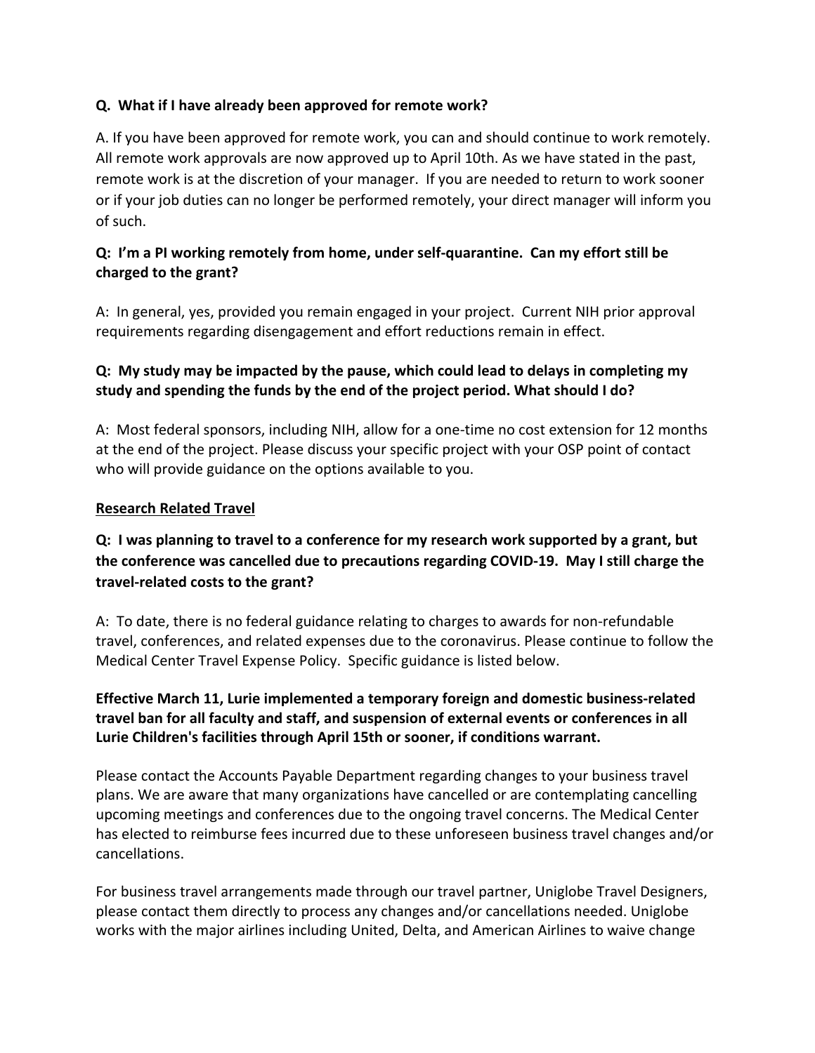**Q. What if I have already been approved for remote work?**

A. If you have been approved for remote work, you can and should continue to work remotely. All remote work approvals are now approved up to April 10th. As we have stated in the past, remote work is at the discretion of your manager. If you are needed to return to work sooner or if your job duties can no longer be performed remotely, your direct manager will inform you of such.

**Q: I'm a PI working remotely from home, under self-quarantine. Can my effort still be charged to the grant?**

A: In general, yes, provided you remain engaged in your project. Current NIH prior approval requirements regarding disengagement and effort reductions remain in effect.

**Q: My study may be impacted by the pause, which could lead to delays in completing my study and spending the funds by the end of the project period. What should I do?**

A: Most federal sponsors, including NIH, allow for a one-time no cost extension for 12 months at the end of the project. Please discuss your specific project with your OSP point of contact who will provide guidance on the options available to you.

**<u>Research Related Travel</u>**

**Q: I was planning to travel to a conference for my research work supported by a grant, but the conference was cancelled due to precautions regarding COVID-19. May I still charge the travel-related costs to the grant?**

A: To date, there is no federal guidance relating to charges to awards for non-refundable travel, conferences, and related expenses due to the coronavirus. Please continue to follow the Medical Center Travel Expense Policy. Specific guidance is listed below.

**Effective March 11, Lurie implemented a temporary foreign and domestic business-related travel ban for all faculty and staff, and suspension of external events or conferences in all Lurie Children's facilities through April 15th or sooner, if conditions warrant.**

Please contact the Accounts Payable Department regarding changes to your business travel plans. We are aware that many organizations have cancelled or are contemplating cancelling upcoming meetings and conferences due to the ongoing travel concerns. The Medical Center has elected to reimburse fees incurred due to these unforeseen business travel changes and/or cancellations.

For business travel arrangements made through our travel partner, Uniglobe Travel Designers, please contact them directly to process any changes and/or cancellations needed. Uniglobe works with the major airlines including United, Delta, and American Airlines to waive change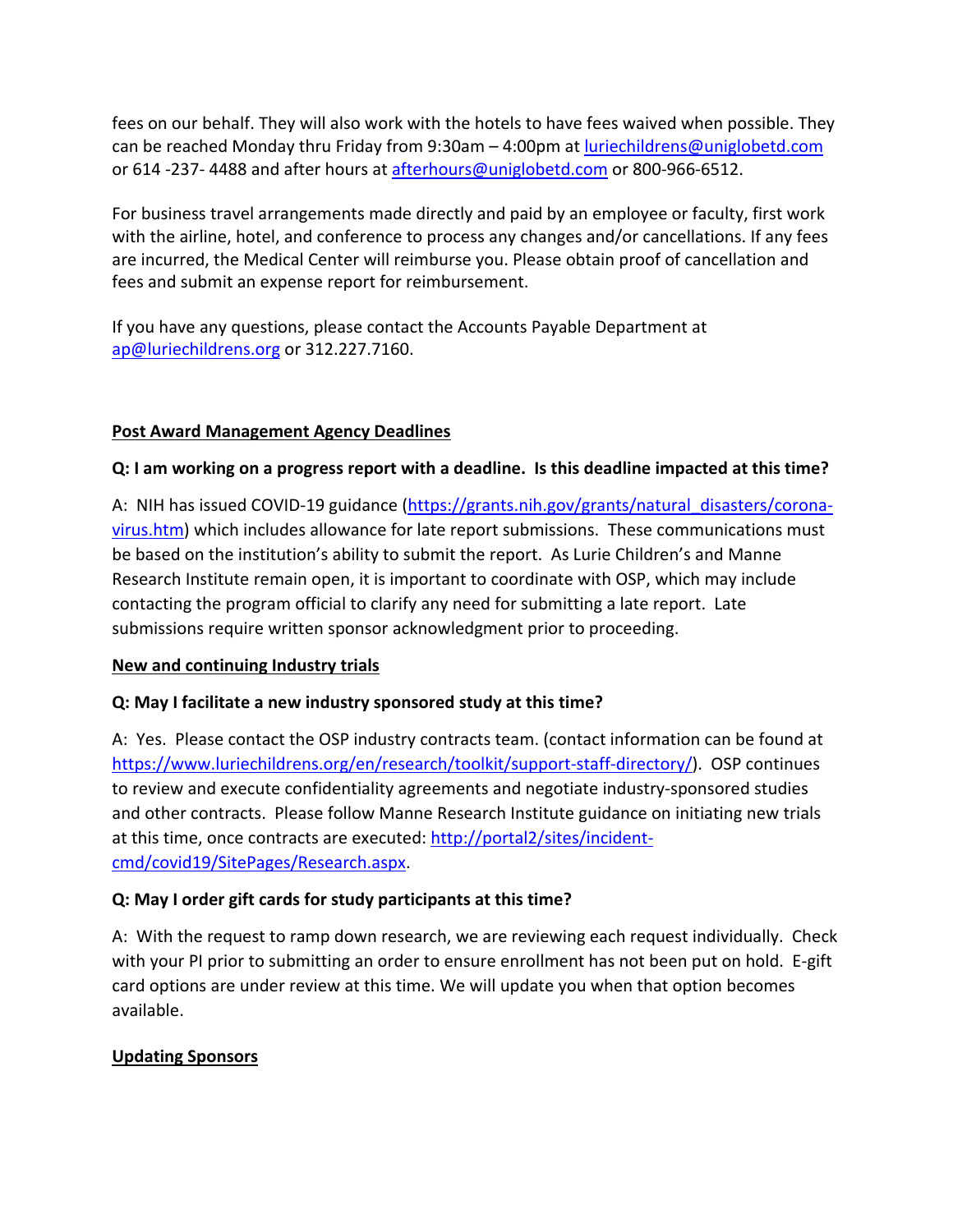fees on our behalf. They will also work with the hotels to have fees waived when possible. They can be reached Monday thru Friday from 9:30am – 4:00pm at [luriechildrens@uniglobetd.com](mailto:luriechildrens@uniglobetd.com) or 614 -237- 4488 and after hours at [afterhours@uniglobetd.com](mailto:afterhours@uniglobetd.com) or 800-966-6512.

For business travel arrangements made directly and paid by an employee or faculty, first work with the airline, hotel, and conference to process any changes and/or cancellations. If any fees are incurred, the Medical Center will reimburse you. Please obtain proof of cancellation and fees and submit an expense report for reimbursement.

If you have any questions, please contact the Accounts Payable Department at [ap@luriechildrens.org](mailto:ap@luriechildrens.org) or 312.227.7160.

## Post Award Management Agency Deadlines

**Q: I am working on a progress report with a deadline. Is this deadline impacted at this time?**

A: NIH has issued COVID-19 guidance ([https://grants.nih.gov/grants/natural_disasters/corona-virus.htm](https://grants.nih.gov/grants/natural_disasters/corona-virus.htm)) which includes allowance for late report submissions. These communications must be based on the institution's ability to submit the report. As Lurie Children's and Manne Research Institute remain open, it is important to coordinate with OSP, which may include contacting the program official to clarify any need for submitting a late report. Late submissions require written sponsor acknowledgment prior to proceeding.

## New and continuing Industry trials

**Q: May I facilitate a new industry sponsored study at this time?**

A: Yes. Please contact the OSP industry contracts team. (contact information can be found at [https://www.luriechildrens.org/en/research/toolkit/support-staff-directory/](https://www.luriechildrens.org/en/research/toolkit/support-staff-directory/)). OSP continues to review and execute confidentiality agreements and negotiate industry-sponsored studies and other contracts. Please follow Manne Research Institute guidance on initiating new trials at this time, once contracts are executed: [http://portal2/sites/incident-cmd/covid19/SitePages/Research.aspx](http://portal2/sites/incident-cmd/covid19/SitePages/Research.aspx).

**Q: May I order gift cards for study participants at this time?**

A: With the request to ramp down research, we are reviewing each request individually. Check with your PI prior to submitting an order to ensure enrollment has not been put on hold. E-gift card options are under review at this time. We will update you when that option becomes available.

## Updating Sponsors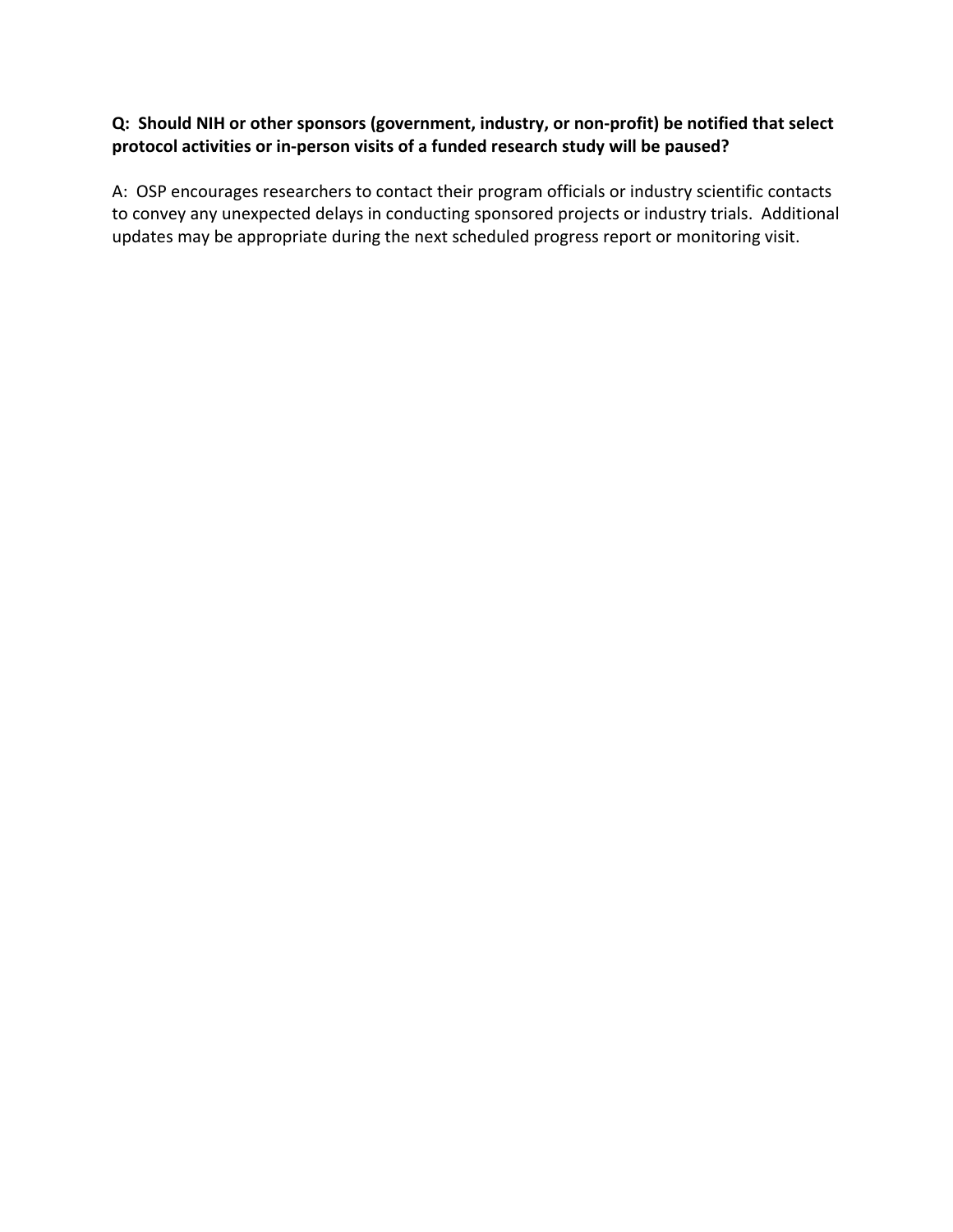**Q: Should NIH or other sponsors (government, industry, or non-profit) be notified that select protocol activities or in-person visits of a funded research study will be paused?**

A: OSP encourages researchers to contact their program officials or industry scientific contacts to convey any unexpected delays in conducting sponsored projects or industry trials. Additional updates may be appropriate during the next scheduled progress report or monitoring visit.